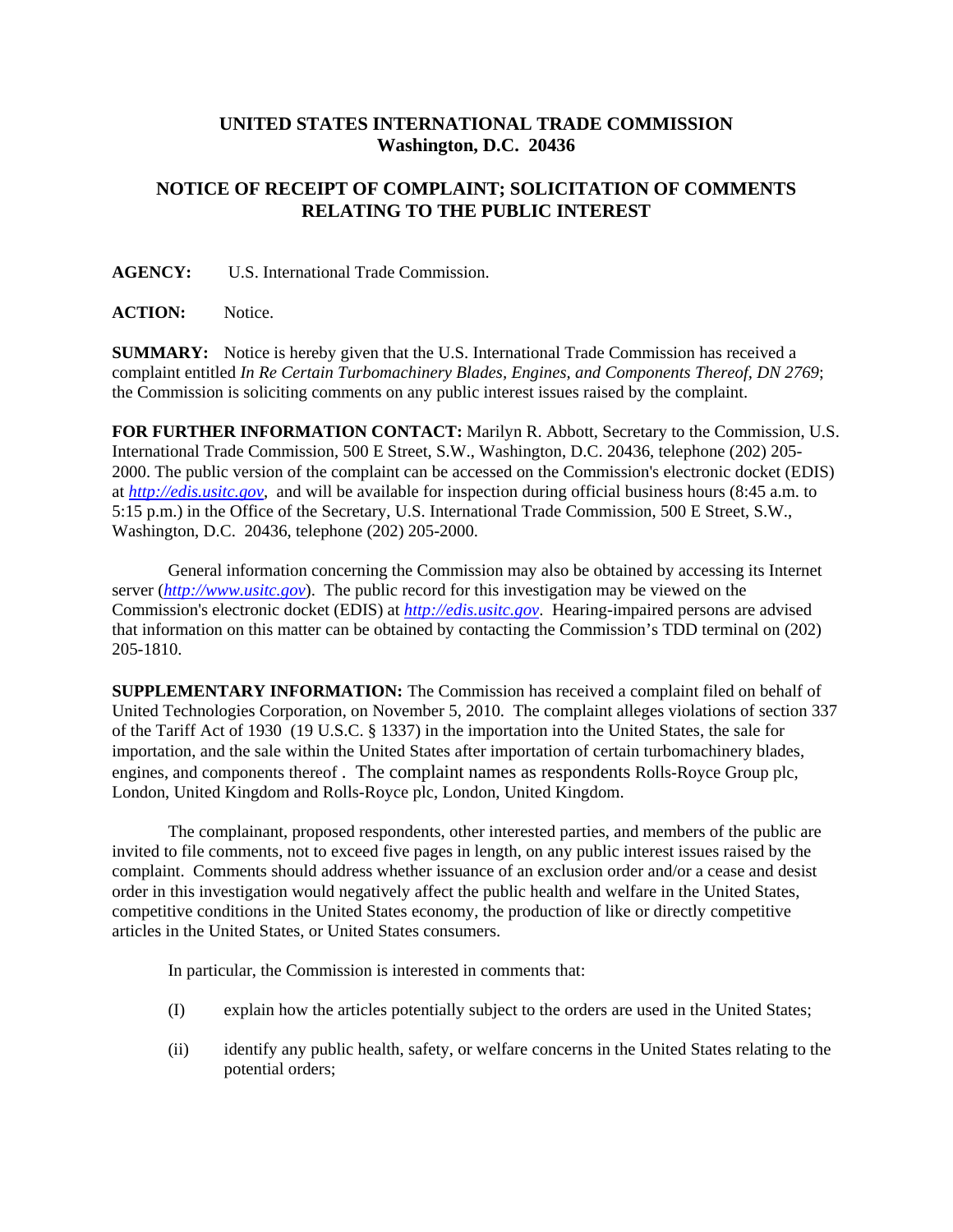**UNITED STATES INTERNATIONAL TRADE COMMISSION**
**Washington, D.C. 20436**

## NOTICE OF RECEIPT OF COMPLAINT; SOLICITATION OF COMMENTS RELATING TO THE PUBLIC INTEREST

**AGENCY:** U.S. International Trade Commission.

**ACTION:** Notice.

**SUMMARY:** Notice is hereby given that the U.S. International Trade Commission has received a complaint entitled *In Re Certain Turbomachinery Blades, Engines, and Components Thereof, DN 2769*; the Commission is soliciting comments on any public interest issues raised by the complaint.

**FOR FURTHER INFORMATION CONTACT:** Marilyn R. Abbott, Secretary to the Commission, U.S. International Trade Commission, 500 E Street, S.W., Washington, D.C. 20436, telephone (202) 205-2000. The public version of the complaint can be accessed on the Commission's electronic docket (EDIS) at *http://edis.usitc.gov*, and will be available for inspection during official business hours (8:45 a.m. to 5:15 p.m.) in the Office of the Secretary, U.S. International Trade Commission, 500 E Street, S.W., Washington, D.C. 20436, telephone (202) 205-2000.

General information concerning the Commission may also be obtained by accessing its Internet server (*http://www.usitc.gov*). The public record for this investigation may be viewed on the Commission's electronic docket (EDIS) at *http://edis.usitc.gov*. Hearing-impaired persons are advised that information on this matter can be obtained by contacting the Commission's TDD terminal on (202) 205-1810.

**SUPPLEMENTARY INFORMATION:** The Commission has received a complaint filed on behalf of United Technologies Corporation, on November 5, 2010. The complaint alleges violations of section 337 of the Tariff Act of 1930 (19 U.S.C. § 1337) in the importation into the United States, the sale for importation, and the sale within the United States after importation of certain turbomachinery blades, engines, and components thereof . The complaint names as respondents Rolls-Royce Group plc, London, United Kingdom and Rolls-Royce plc, London, United Kingdom.

The complainant, proposed respondents, other interested parties, and members of the public are invited to file comments, not to exceed five pages in length, on any public interest issues raised by the complaint. Comments should address whether issuance of an exclusion order and/or a cease and desist order in this investigation would negatively affect the public health and welfare in the United States, competitive conditions in the United States economy, the production of like or directly competitive articles in the United States, or United States consumers.

In particular, the Commission is interested in comments that:

(I) explain how the articles potentially subject to the orders are used in the United States;

(ii) identify any public health, safety, or welfare concerns in the United States relating to the potential orders;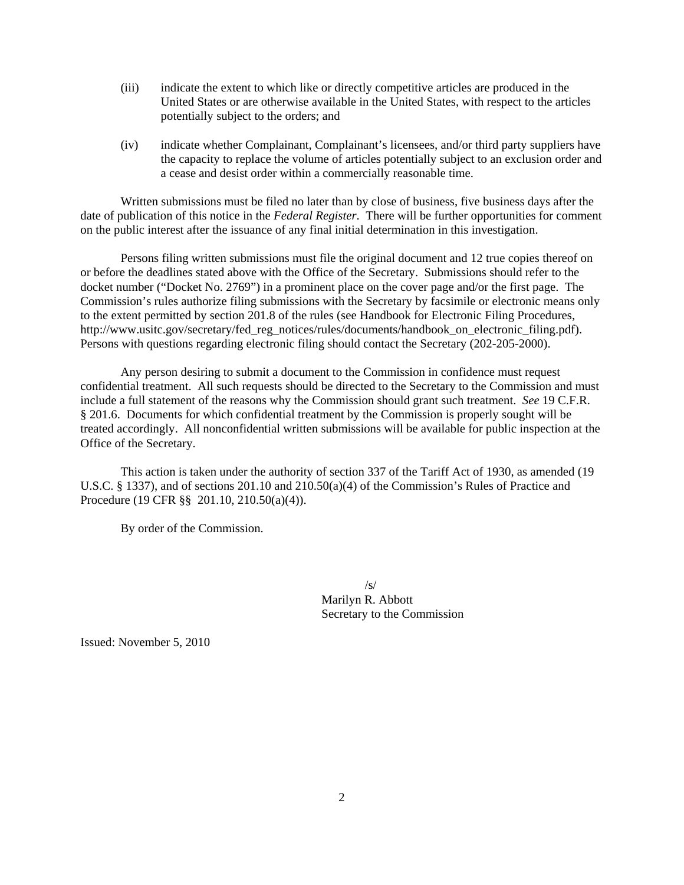(iii) indicate the extent to which like or directly competitive articles are produced in the United States or are otherwise available in the United States, with respect to the articles potentially subject to the orders; and

(iv) indicate whether Complainant, Complainant's licensees, and/or third party suppliers have the capacity to replace the volume of articles potentially subject to an exclusion order and a cease and desist order within a commercially reasonable time.

Written submissions must be filed no later than by close of business, five business days after the date of publication of this notice in the *Federal Register*. There will be further opportunities for comment on the public interest after the issuance of any final initial determination in this investigation.

Persons filing written submissions must file the original document and 12 true copies thereof on or before the deadlines stated above with the Office of the Secretary. Submissions should refer to the docket number ("Docket No. 2769") in a prominent place on the cover page and/or the first page. The Commission's rules authorize filing submissions with the Secretary by facsimile or electronic means only to the extent permitted by section 201.8 of the rules (see Handbook for Electronic Filing Procedures, http://www.usitc.gov/secretary/fed_reg_notices/rules/documents/handbook_on_electronic_filing.pdf). Persons with questions regarding electronic filing should contact the Secretary (202-205-2000).

Any person desiring to submit a document to the Commission in confidence must request confidential treatment. All such requests should be directed to the Secretary to the Commission and must include a full statement of the reasons why the Commission should grant such treatment. *See* 19 C.F.R. § 201.6. Documents for which confidential treatment by the Commission is properly sought will be treated accordingly. All nonconfidential written submissions will be available for public inspection at the Office of the Secretary.

This action is taken under the authority of section 337 of the Tariff Act of 1930, as amended (19 U.S.C. § 1337), and of sections 201.10 and 210.50(a)(4) of the Commission's Rules of Practice and Procedure (19 CFR §§ 201.10, 210.50(a)(4)).

By order of the Commission.

/s/
Marilyn R. Abbott
Secretary to the Commission

Issued: November 5, 2010